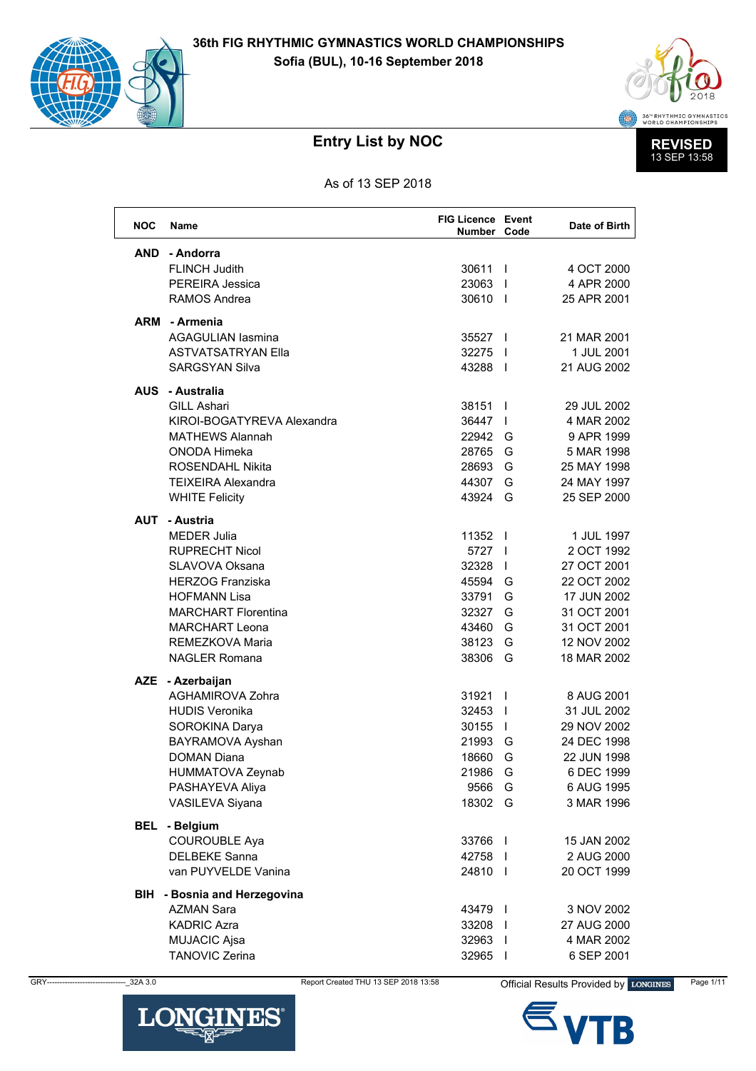# 36th FIG RHYTHMIC GYMNASTICS WORLD CHAMPIONSHIPS

**Sofia (BUL), 10-16 September 2018**

## Entry List by NOC

**REVISED** 13 SEP 13:58

As of 13 SEP 2018

| NOC | Name | FIG Licence Number | Event Code | Date of Birth |
|---|---|---|---|---|
| **AND** | **- Andorra** | | | |
| | FLINCH Judith | 30611 | I | 4 OCT 2000 |
| | PEREIRA Jessica | 23063 | I | 4 APR 2000 |
| | RAMOS Andrea | 30610 | I | 25 APR 2001 |
| **ARM** | **- Armenia** | | | |
| | AGAGULIAN Iasmina | 35527 | I | 21 MAR 2001 |
| | ASTVATSATRYAN Ella | 32275 | I | 1 JUL 2001 |
| | SARGSYAN Silva | 43288 | I | 21 AUG 2002 |
| **AUS** | **- Australia** | | | |
| | GILL Ashari | 38151 | I | 29 JUL 2002 |
| | KIROI-BOGATYREVA Alexandra | 36447 | I | 4 MAR 2002 |
| | MATHEWS Alannah | 22942 | G | 9 APR 1999 |
| | ONODA Himeka | 28765 | G | 5 MAR 1998 |
| | ROSENDAHL Nikita | 28693 | G | 25 MAY 1998 |
| | TEIXEIRA Alexandra | 44307 | G | 24 MAY 1997 |
| | WHITE Felicity | 43924 | G | 25 SEP 2000 |
| **AUT** | **- Austria** | | | |
| | MEDER Julia | 11352 | I | 1 JUL 1997 |
| | RUPRECHT Nicol | 5727 | I | 2 OCT 1992 |
| | SLAVOVA Oksana | 32328 | I | 27 OCT 2001 |
| | HERZOG Franziska | 45594 | G | 22 OCT 2002 |
| | HOFMANN Lisa | 33791 | G | 17 JUN 2002 |
| | MARCHART Florentina | 32327 | G | 31 OCT 2001 |
| | MARCHART Leona | 43460 | G | 31 OCT 2001 |
| | REMEZKOVA Maria | 38123 | G | 12 NOV 2002 |
| | NAGLER Romana | 38306 | G | 18 MAR 2002 |
| **AZE** | **- Azerbaijan** | | | |
| | AGHAMIROVA Zohra | 31921 | I | 8 AUG 2001 |
| | HUDIS Veronika | 32453 | I | 31 JUL 2002 |
| | SOROKINA Darya | 30155 | I | 29 NOV 2002 |
| | BAYRAMOVA Ayshan | 21993 | G | 24 DEC 1998 |
| | DOMAN Diana | 18660 | G | 22 JUN 1998 |
| | HUMMATOVA Zeynab | 21986 | G | 6 DEC 1999 |
| | PASHAYEVA Aliya | 9566 | G | 6 AUG 1995 |
| | VASILEVA Siyana | 18302 | G | 3 MAR 1996 |
| **BEL** | **- Belgium** | | | |
| | COUROUBLE Aya | 33766 | I | 15 JAN 2002 |
| | DELBEKE Sanna | 42758 | I | 2 AUG 2000 |
| | van PUYVELDE Vanina | 24810 | I | 20 OCT 1999 |
| **BIH** | **- Bosnia and Herzegovina** | | | |
| | AZMAN Sara | 43479 | I | 3 NOV 2002 |
| | KADRIC Azra | 33208 | I | 27 AUG 2000 |
| | MUJACIC Ajsa | 32963 | I | 4 MAR 2002 |
| | TANOVIC Zerina | 32965 | I | 6 SEP 2001 |

GRY-------------------------------_32A 3.0 Report Created THU 13 SEP 2018 13:58 Official Results Provided by LONGINES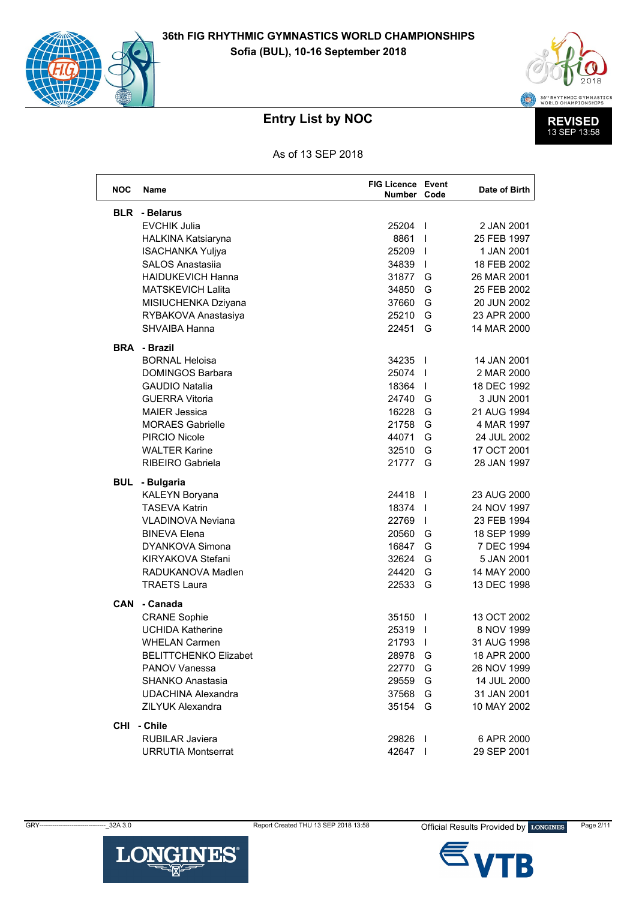# 36th FIG RHYTHMIC GYMNASTICS WORLD CHAMPIONSHIPS

**Sofia (BUL), 10-16 September 2018**

## Entry List by NOC

**REVISED** 13 SEP 13:58

As of 13 SEP 2018

| NOC | Name | FIG Licence Number | Event Code | Date of Birth |
|---|---|---|---|---|
| **BLR** | **- Belarus** | | | |
| | EVCHIK Julia | 25204 | I | 2 JAN 2001 |
| | HALKINA Katsiaryna | 8861 | I | 25 FEB 1997 |
| | ISACHANKA Yuljya | 25209 | I | 1 JAN 2001 |
| | SALOS Anastasiia | 34839 | I | 18 FEB 2002 |
| | HAIDUKEVICH Hanna | 31877 | G | 26 MAR 2001 |
| | MATSKEVICH Lalita | 34850 | G | 25 FEB 2002 |
| | MISIUCHENKA Dziyana | 37660 | G | 20 JUN 2002 |
| | RYBAKOVA Anastasiya | 25210 | G | 23 APR 2000 |
| | SHVAIBA Hanna | 22451 | G | 14 MAR 2000 |
| **BRA** | **- Brazil** | | | |
| | BORNAL Heloisa | 34235 | I | 14 JAN 2001 |
| | DOMINGOS Barbara | 25074 | I | 2 MAR 2000 |
| | GAUDIO Natalia | 18364 | I | 18 DEC 1992 |
| | GUERRA Vitoria | 24740 | G | 3 JUN 2001 |
| | MAIER Jessica | 16228 | G | 21 AUG 1994 |
| | MORAES Gabrielle | 21758 | G | 4 MAR 1997 |
| | PIRCIO Nicole | 44071 | G | 24 JUL 2002 |
| | WALTER Karine | 32510 | G | 17 OCT 2001 |
| | RIBEIRO Gabriela | 21777 | G | 28 JAN 1997 |
| **BUL** | **- Bulgaria** | | | |
| | KALEYN Boryana | 24418 | I | 23 AUG 2000 |
| | TASEVA Katrin | 18374 | I | 24 NOV 1997 |
| | VLADINOVA Neviana | 22769 | I | 23 FEB 1994 |
| | BINEVA Elena | 20560 | G | 18 SEP 1999 |
| | DYANKOVA Simona | 16847 | G | 7 DEC 1994 |
| | KIRYAKOVA Stefani | 32624 | G | 5 JAN 2001 |
| | RADUKANOVA Madlen | 24420 | G | 14 MAY 2000 |
| | TRAETS Laura | 22533 | G | 13 DEC 1998 |
| **CAN** | **- Canada** | | | |
| | CRANE Sophie | 35150 | I | 13 OCT 2002 |
| | UCHIDA Katherine | 25319 | I | 8 NOV 1999 |
| | WHELAN Carmen | 21793 | I | 31 AUG 1998 |
| | BELITTCHENKO Elizabet | 28978 | G | 18 APR 2000 |
| | PANOV Vanessa | 22770 | G | 26 NOV 1999 |
| | SHANKO Anastasia | 29559 | G | 14 JUL 2000 |
| | UDACHINA Alexandra | 37568 | G | 31 JAN 2001 |
| | ZILYUK Alexandra | 35154 | G | 10 MAY 2002 |
| **CHI** | **- Chile** | | | |
| | RUBILAR Javiera | 29826 | I | 6 APR 2000 |
| | URRUTIA Montserrat | 42647 | I | 29 SEP 2001 |

GRY-------------------------------_32A 3.0 Report Created THU 13 SEP 2018 13:58 Official Results Provided by LONGINES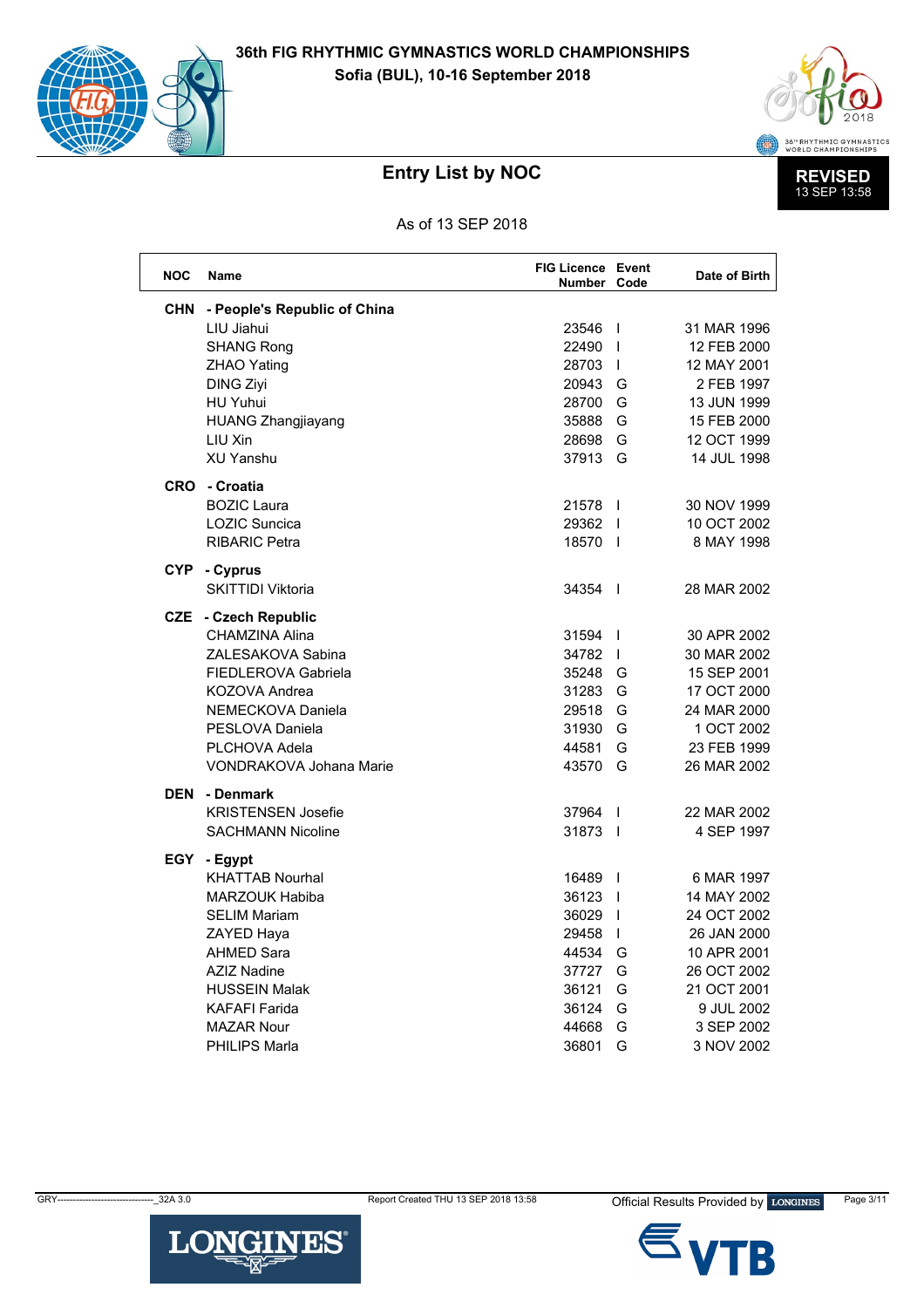# 36th FIG RHYTHMIC GYMNASTICS WORLD CHAMPIONSHIPS

**Sofia (BUL), 10-16 September 2018**

## Entry List by NOC

**REVISED** 13 SEP 13:58

As of 13 SEP 2018

| NOC | Name | FIG Licence Number | Event Code | Date of Birth |
|---|---|---|---|---|
| **CHN** | **- People's Republic of China** | | | |
| | LIU Jiahui | 23546 | I | 31 MAR 1996 |
| | SHANG Rong | 22490 | I | 12 FEB 2000 |
| | ZHAO Yating | 28703 | I | 12 MAY 2001 |
| | DING Ziyi | 20943 | G | 2 FEB 1997 |
| | HU Yuhui | 28700 | G | 13 JUN 1999 |
| | HUANG Zhangjiayang | 35888 | G | 15 FEB 2000 |
| | LIU Xin | 28698 | G | 12 OCT 1999 |
| | XU Yanshu | 37913 | G | 14 JUL 1998 |
| **CRO** | **- Croatia** | | | |
| | BOZIC Laura | 21578 | I | 30 NOV 1999 |
| | LOZIC Suncica | 29362 | I | 10 OCT 2002 |
| | RIBARIC Petra | 18570 | I | 8 MAY 1998 |
| **CYP** | **- Cyprus** | | | |
| | SKITTIDI Viktoria | 34354 | I | 28 MAR 2002 |
| **CZE** | **- Czech Republic** | | | |
| | CHAMZINA Alina | 31594 | I | 30 APR 2002 |
| | ZALESAKOVA Sabina | 34782 | I | 30 MAR 2002 |
| | FIEDLEROVA Gabriela | 35248 | G | 15 SEP 2001 |
| | KOZOVA Andrea | 31283 | G | 17 OCT 2000 |
| | NEMECKOVA Daniela | 29518 | G | 24 MAR 2000 |
| | PESLOVA Daniela | 31930 | G | 1 OCT 2002 |
| | PLCHOVA Adela | 44581 | G | 23 FEB 1999 |
| | VONDRAKOVA Johana Marie | 43570 | G | 26 MAR 2002 |
| **DEN** | **- Denmark** | | | |
| | KRISTENSEN Josefie | 37964 | I | 22 MAR 2002 |
| | SACHMANN Nicoline | 31873 | I | 4 SEP 1997 |
| **EGY** | **- Egypt** | | | |
| | KHATTAB Nourhal | 16489 | I | 6 MAR 1997 |
| | MARZOUK Habiba | 36123 | I | 14 MAY 2002 |
| | SELIM Mariam | 36029 | I | 24 OCT 2002 |
| | ZAYED Haya | 29458 | I | 26 JAN 2000 |
| | AHMED Sara | 44534 | G | 10 APR 2001 |
| | AZIZ Nadine | 37727 | G | 26 OCT 2002 |
| | HUSSEIN Malak | 36121 | G | 21 OCT 2001 |
| | KAFAFI Farida | 36124 | G | 9 JUL 2002 |
| | MAZAR Nour | 44668 | G | 3 SEP 2002 |
| | PHILIPS Marla | 36801 | G | 3 NOV 2002 |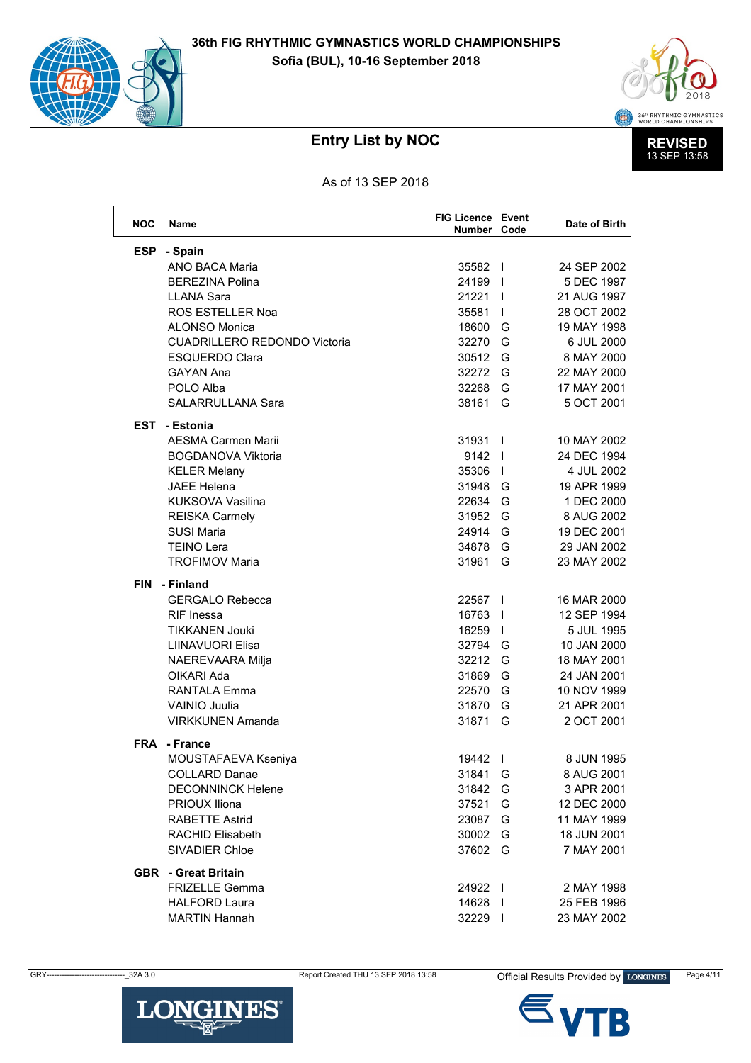# 36th FIG RHYTHMIC GYMNASTICS WORLD CHAMPIONSHIPS

**Sofia (BUL), 10-16 September 2018**

## Entry List by NOC

**REVISED** 13 SEP 13:58

As of 13 SEP 2018

| NOC | Name | FIG Licence Number | Event Code | Date of Birth |
|---|---|---|---|---|
| **ESP** | **- Spain** | | | |
| | ANO BACA Maria | 35582 | I | 24 SEP 2002 |
| | BEREZINA Polina | 24199 | I | 5 DEC 1997 |
| | LLANA Sara | 21221 | I | 21 AUG 1997 |
| | ROS ESTELLER Noa | 35581 | I | 28 OCT 2002 |
| | ALONSO Monica | 18600 | G | 19 MAY 1998 |
| | CUADRILLERO REDONDO Victoria | 32270 | G | 6 JUL 2000 |
| | ESQUERDO Clara | 30512 | G | 8 MAY 2000 |
| | GAYAN Ana | 32272 | G | 22 MAY 2000 |
| | POLO Alba | 32268 | G | 17 MAY 2001 |
| | SALARRULLANA Sara | 38161 | G | 5 OCT 2001 |
| **EST** | **- Estonia** | | | |
| | AESMA Carmen Marii | 31931 | I | 10 MAY 2002 |
| | BOGDANOVA Viktoria | 9142 | I | 24 DEC 1994 |
| | KELER Melany | 35306 | I | 4 JUL 2002 |
| | JAEE Helena | 31948 | G | 19 APR 1999 |
| | KUKSOVA Vasilina | 22634 | G | 1 DEC 2000 |
| | REISKA Carmely | 31952 | G | 8 AUG 2002 |
| | SUSI Maria | 24914 | G | 19 DEC 2001 |
| | TEINO Lera | 34878 | G | 29 JAN 2002 |
| | TROFIMOV Maria | 31961 | G | 23 MAY 2002 |
| **FIN** | **- Finland** | | | |
| | GERGALO Rebecca | 22567 | I | 16 MAR 2000 |
| | RIF Inessa | 16763 | I | 12 SEP 1994 |
| | TIKKANEN Jouki | 16259 | I | 5 JUL 1995 |
| | LIINAVUORI Elisa | 32794 | G | 10 JAN 2000 |
| | NAEREVAARA Milja | 32212 | G | 18 MAY 2001 |
| | OIKARI Ada | 31869 | G | 24 JAN 2001 |
| | RANTALA Emma | 22570 | G | 10 NOV 1999 |
| | VAINIO Juulia | 31870 | G | 21 APR 2001 |
| | VIRKKUNEN Amanda | 31871 | G | 2 OCT 2001 |
| **FRA** | **- France** | | | |
| | MOUSTAFAEVA Kseniya | 19442 | I | 8 JUN 1995 |
| | COLLARD Danae | 31841 | G | 8 AUG 2001 |
| | DECONNINCK Helene | 31842 | G | 3 APR 2001 |
| | PRIOUX Iliona | 37521 | G | 12 DEC 2000 |
| | RABETTE Astrid | 23087 | G | 11 MAY 1999 |
| | RACHID Elisabeth | 30002 | G | 18 JUN 2001 |
| | SIVADIER Chloe | 37602 | G | 7 MAY 2001 |
| **GBR** | **- Great Britain** | | | |
| | FRIZELLE Gemma | 24922 | I | 2 MAY 1998 |
| | HALFORD Laura | 14628 | I | 25 FEB 1996 |
| | MARTIN Hannah | 32229 | I | 23 MAY 2002 |

GRY-------------------------------_32A 3.0 Report Created THU 13 SEP 2018 13:58 Official Results Provided by LONGINES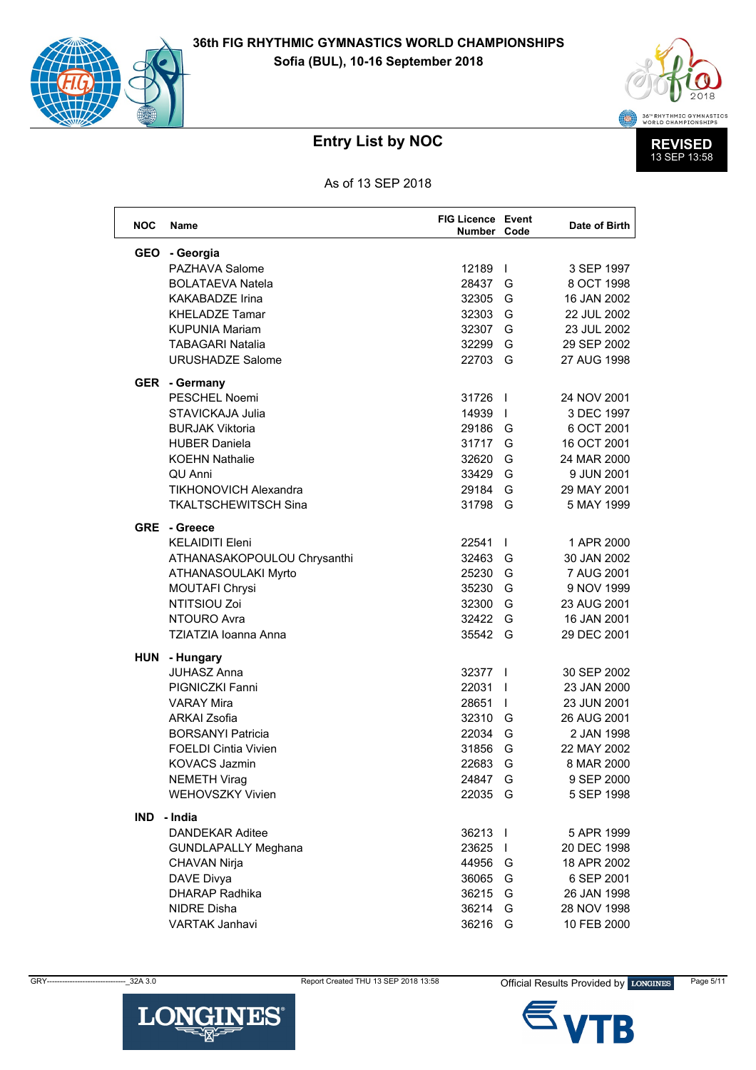# 36th FIG RHYTHMIC GYMNASTICS WORLD CHAMPIONSHIPS

**Sofia (BUL), 10-16 September 2018**

## Entry List by NOC

**REVISED** 13 SEP 13:58

As of 13 SEP 2018

| NOC | Name | FIG Licence Number | Event Code | Date of Birth |
|---|---|---|---|---|
| **GEO** | **- Georgia** | | | |
| | PAZHAVA Salome | 12189 | I | 3 SEP 1997 |
| | BOLATAEVA Natela | 28437 | G | 8 OCT 1998 |
| | KAKABADZE Irina | 32305 | G | 16 JAN 2002 |
| | KHELADZE Tamar | 32303 | G | 22 JUL 2002 |
| | KUPUNIA Mariam | 32307 | G | 23 JUL 2002 |
| | TABAGARI Natalia | 32299 | G | 29 SEP 2002 |
| | URUSHADZE Salome | 22703 | G | 27 AUG 1998 |
| **GER** | **- Germany** | | | |
| | PESCHEL Noemi | 31726 | I | 24 NOV 2001 |
| | STAVICKAJA Julia | 14939 | I | 3 DEC 1997 |
| | BURJAK Viktoria | 29186 | G | 6 OCT 2001 |
| | HUBER Daniela | 31717 | G | 16 OCT 2001 |
| | KOEHN Nathalie | 32620 | G | 24 MAR 2000 |
| | QU Anni | 33429 | G | 9 JUN 2001 |
| | TIKHONOVICH Alexandra | 29184 | G | 29 MAY 2001 |
| | TKALTSCHEWITSCH Sina | 31798 | G | 5 MAY 1999 |
| **GRE** | **- Greece** | | | |
| | KELAIDITI Eleni | 22541 | I | 1 APR 2000 |
| | ATHANASAKOPOULOU Chrysanthi | 32463 | G | 30 JAN 2002 |
| | ATHANASOULAKI Myrto | 25230 | G | 7 AUG 2001 |
| | MOUTAFI Chrysi | 35230 | G | 9 NOV 1999 |
| | NTITSIOU Zoi | 32300 | G | 23 AUG 2001 |
| | NTOURO Avra | 32422 | G | 16 JAN 2001 |
| | TZIATZIA Ioanna Anna | 35542 | G | 29 DEC 2001 |
| **HUN** | **- Hungary** | | | |
| | JUHASZ Anna | 32377 | I | 30 SEP 2002 |
| | PIGNICZKI Fanni | 22031 | I | 23 JAN 2000 |
| | VARAY Mira | 28651 | I | 23 JUN 2001 |
| | ARKAI Zsofia | 32310 | G | 26 AUG 2001 |
| | BORSANYI Patricia | 22034 | G | 2 JAN 1998 |
| | FOELDI Cintia Vivien | 31856 | G | 22 MAY 2002 |
| | KOVACS Jazmin | 22683 | G | 8 MAR 2000 |
| | NEMETH Virag | 24847 | G | 9 SEP 2000 |
| | WEHOVSZKY Vivien | 22035 | G | 5 SEP 1998 |
| **IND** | **- India** | | | |
| | DANDEKAR Aditee | 36213 | I | 5 APR 1999 |
| | GUNDLAPALLY Meghana | 23625 | I | 20 DEC 1998 |
| | CHAVAN Nirja | 44956 | G | 18 APR 2002 |
| | DAVE Divya | 36065 | G | 6 SEP 2001 |
| | DHARAP Radhika | 36215 | G | 26 JAN 1998 |
| | NIDRE Disha | 36214 | G | 28 NOV 1998 |
| | VARTAK Janhavi | 36216 | G | 10 FEB 2000 |

GRY-------------------------------_32A 3.0 Report Created THU 13 SEP 2018 13:58 Official Results Provided by LONGINES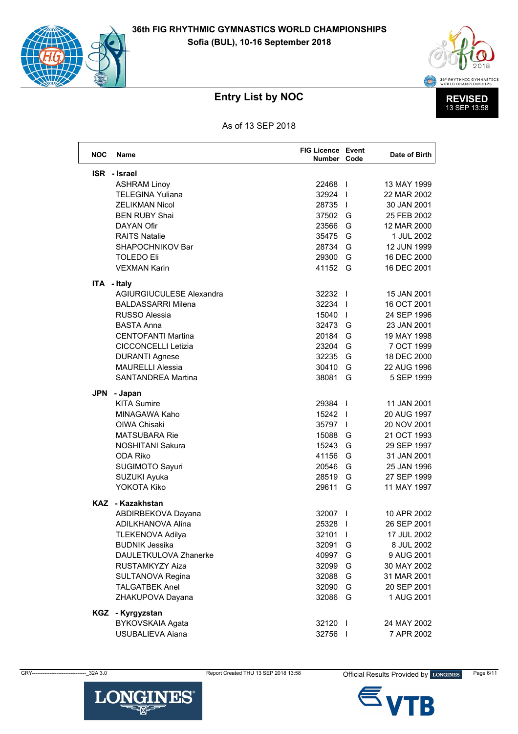# 36th FIG RHYTHMIC GYMNASTICS WORLD CHAMPIONSHIPS

**Sofia (BUL), 10-16 September 2018**

## Entry List by NOC

**REVISED** 13 SEP 13:58

As of 13 SEP 2018

| NOC | Name | FIG Licence Number | Event Code | Date of Birth |
|---|---|---|---|---|
| **ISR** | **- Israel** | | | |
| | ASHRAM Linoy | 22468 | I | 13 MAY 1999 |
| | TELEGINA Yuliana | 32924 | I | 22 MAR 2002 |
| | ZELIKMAN Nicol | 28735 | I | 30 JAN 2001 |
| | BEN RUBY Shai | 37502 | G | 25 FEB 2002 |
| | DAYAN Ofir | 23566 | G | 12 MAR 2000 |
| | RAITS Natalie | 35475 | G | 1 JUL 2002 |
| | SHAPOCHNIKOV Bar | 28734 | G | 12 JUN 1999 |
| | TOLEDO Eli | 29300 | G | 16 DEC 2000 |
| | VEXMAN Karin | 41152 | G | 16 DEC 2001 |
| **ITA** | **- Italy** | | | |
| | AGIURGIUCULESE Alexandra | 32232 | I | 15 JAN 2001 |
| | BALDASSARRI Milena | 32234 | I | 16 OCT 2001 |
| | RUSSO Alessia | 15040 | I | 24 SEP 1996 |
| | BASTA Anna | 32473 | G | 23 JAN 2001 |
| | CENTOFANTI Martina | 20184 | G | 19 MAY 1998 |
| | CICCONCELLI Letizia | 23204 | G | 7 OCT 1999 |
| | DURANTI Agnese | 32235 | G | 18 DEC 2000 |
| | MAURELLI Alessia | 30410 | G | 22 AUG 1996 |
| | SANTANDREA Martina | 38081 | G | 5 SEP 1999 |
| **JPN** | **- Japan** | | | |
| | KITA Sumire | 29384 | I | 11 JAN 2001 |
| | MINAGAWA Kaho | 15242 | I | 20 AUG 1997 |
| | OIWA Chisaki | 35797 | I | 20 NOV 2001 |
| | MATSUBARA Rie | 15088 | G | 21 OCT 1993 |
| | NOSHITANI Sakura | 15243 | G | 29 SEP 1997 |
| | ODA Riko | 41156 | G | 31 JAN 2001 |
| | SUGIMOTO Sayuri | 20546 | G | 25 JAN 1996 |
| | SUZUKI Ayuka | 28519 | G | 27 SEP 1999 |
| | YOKOTA Kiko | 29611 | G | 11 MAY 1997 |
| **KAZ** | **- Kazakhstan** | | | |
| | ABDIRBEKOVA Dayana | 32007 | I | 10 APR 2002 |
| | ADILKHANOVA Alina | 25328 | I | 26 SEP 2001 |
| | TLEKENOVA Adilya | 32101 | I | 17 JUL 2002 |
| | BUDNIK Jessika | 32091 | G | 8 JUL 2002 |
| | DAULETKULOVA Zhanerke | 40997 | G | 9 AUG 2001 |
| | RUSTAMKYZY Aiza | 32099 | G | 30 MAY 2002 |
| | SULTANOVA Regina | 32088 | G | 31 MAR 2001 |
| | TALGATBEK Anel | 32090 | G | 20 SEP 2001 |
| | ZHAKUPOVA Dayana | 32086 | G | 1 AUG 2001 |
| **KGZ** | **- Kyrgyzstan** | | | |
| | BYKOVSKAIA Agata | 32120 | I | 24 MAY 2002 |
| | USUBALIEVA Aiana | 32756 | I | 7 APR 2002 |

GRY-------------------------------_32A 3.0 Report Created THU 13 SEP 2018 13:58 Official Results Provided by LONGINES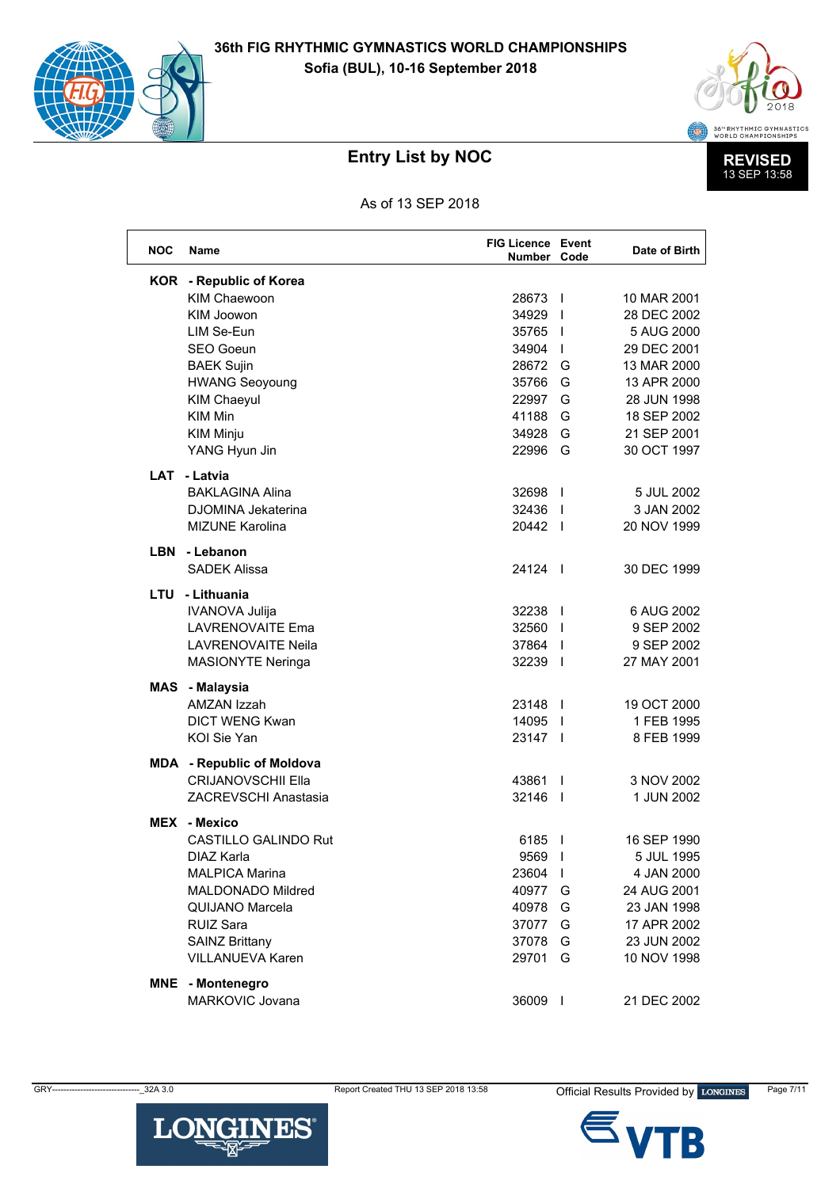# 36th FIG RHYTHMIC GYMNASTICS WORLD CHAMPIONSHIPS

**Sofia (BUL), 10-16 September 2018**

## Entry List by NOC

**REVISED** 13 SEP 13:58

As of 13 SEP 2018

| NOC | Name | FIG Licence Number | Event Code | Date of Birth |
|---|---|---|---|---|
| **KOR** | **- Republic of Korea** | | | |
| | KIM Chaewoon | 28673 | I | 10 MAR 2001 |
| | KIM Joowon | 34929 | I | 28 DEC 2002 |
| | LIM Se-Eun | 35765 | I | 5 AUG 2000 |
| | SEO Goeun | 34904 | I | 29 DEC 2001 |
| | BAEK Sujin | 28672 | G | 13 MAR 2000 |
| | HWANG Seoyoung | 35766 | G | 13 APR 2000 |
| | KIM Chaeyul | 22997 | G | 28 JUN 1998 |
| | KIM Min | 41188 | G | 18 SEP 2002 |
| | KIM Minju | 34928 | G | 21 SEP 2001 |
| | YANG Hyun Jin | 22996 | G | 30 OCT 1997 |
| **LAT** | **- Latvia** | | | |
| | BAKLAGINA Alina | 32698 | I | 5 JUL 2002 |
| | DJOMINA Jekaterina | 32436 | I | 3 JAN 2002 |
| | MIZUNE Karolina | 20442 | I | 20 NOV 1999 |
| **LBN** | **- Lebanon** | | | |
| | SADEK Alissa | 24124 | I | 30 DEC 1999 |
| **LTU** | **- Lithuania** | | | |
| | IVANOVA Julija | 32238 | I | 6 AUG 2002 |
| | LAVRENOVAITE Ema | 32560 | I | 9 SEP 2002 |
| | LAVRENOVAITE Neila | 37864 | I | 9 SEP 2002 |
| | MASIONYTE Neringa | 32239 | I | 27 MAY 2001 |
| **MAS** | **- Malaysia** | | | |
| | AMZAN Izzah | 23148 | I | 19 OCT 2000 |
| | DICT WENG Kwan | 14095 | I | 1 FEB 1995 |
| | KOI Sie Yan | 23147 | I | 8 FEB 1999 |
| **MDA** | **- Republic of Moldova** | | | |
| | CRIJANOVSCHII Ella | 43861 | I | 3 NOV 2002 |
| | ZACREVSCHI Anastasia | 32146 | I | 1 JUN 2002 |
| **MEX** | **- Mexico** | | | |
| | CASTILLO GALINDO Rut | 6185 | I | 16 SEP 1990 |
| | DIAZ Karla | 9569 | I | 5 JUL 1995 |
| | MALPICA Marina | 23604 | I | 4 JAN 2000 |
| | MALDONADO Mildred | 40977 | G | 24 AUG 2001 |
| | QUIJANO Marcela | 40978 | G | 23 JAN 1998 |
| | RUIZ Sara | 37077 | G | 17 APR 2002 |
| | SAINZ Brittany | 37078 | G | 23 JUN 2002 |
| | VILLANUEVA Karen | 29701 | G | 10 NOV 1998 |
| **MNE** | **- Montenegro** | | | |
| | MARKOVIC Jovana | 36009 | I | 21 DEC 2002 |

GRY------------------------------_32A 3.0 Report Created THU 13 SEP 2018 13:58 Official Results Provided by LONGINES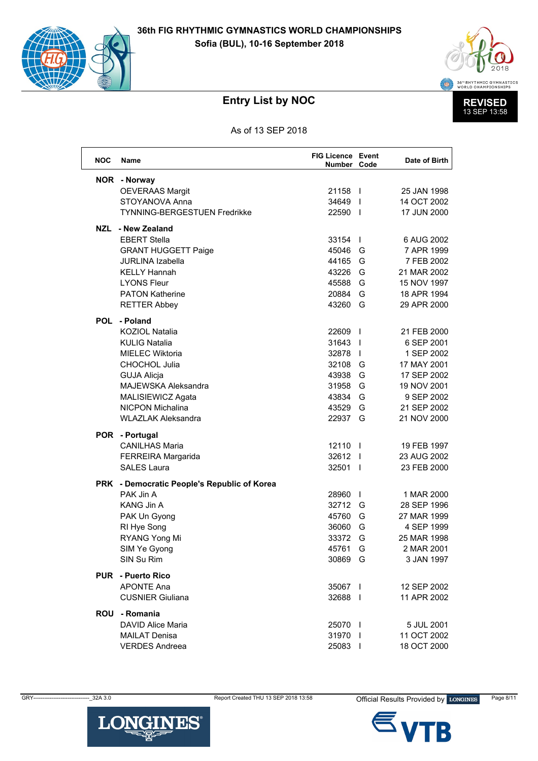# 36th FIG RHYTHMIC GYMNASTICS WORLD CHAMPIONSHIPS

**Sofia (BUL), 10-16 September 2018**

## Entry List by NOC

**REVISED** 13 SEP 13:58

As of 13 SEP 2018

| NOC | Name | FIG Licence Number | Event Code | Date of Birth |
|---|---|---|---|---|
| **NOR** | **- Norway** | | | |
| | OEVERAAS Margit | 21158 | I | 25 JAN 1998 |
| | STOYANOVA Anna | 34649 | I | 14 OCT 2002 |
| | TYNNING-BERGESTUEN Fredrikke | 22590 | I | 17 JUN 2000 |
| **NZL** | **- New Zealand** | | | |
| | EBERT Stella | 33154 | I | 6 AUG 2002 |
| | GRANT HUGGETT Paige | 45046 | G | 7 APR 1999 |
| | JURLINA Izabella | 44165 | G | 7 FEB 2002 |
| | KELLY Hannah | 43226 | G | 21 MAR 2002 |
| | LYONS Fleur | 45588 | G | 15 NOV 1997 |
| | PATON Katherine | 20884 | G | 18 APR 1994 |
| | RETTER Abbey | 43260 | G | 29 APR 2000 |
| **POL** | **- Poland** | | | |
| | KOZIOL Natalia | 22609 | I | 21 FEB 2000 |
| | KULIG Natalia | 31643 | I | 6 SEP 2001 |
| | MIELEC Wiktoria | 32878 | I | 1 SEP 2002 |
| | CHOCHOL Julia | 32108 | G | 17 MAY 2001 |
| | GUJA Alicja | 43938 | G | 17 SEP 2002 |
| | MAJEWSKA Aleksandra | 31958 | G | 19 NOV 2001 |
| | MALISIEWICZ Agata | 43834 | G | 9 SEP 2002 |
| | NICPON Michalina | 43529 | G | 21 SEP 2002 |
| | WLAZLAK Aleksandra | 22937 | G | 21 NOV 2000 |
| **POR** | **- Portugal** | | | |
| | CANILHAS Maria | 12110 | I | 19 FEB 1997 |
| | FERREIRA Margarida | 32612 | I | 23 AUG 2002 |
| | SALES Laura | 32501 | I | 23 FEB 2000 |
| **PRK** | **- Democratic People's Republic of Korea** | | | |
| | PAK Jin A | 28960 | I | 1 MAR 2000 |
| | KANG Jin A | 32712 | G | 28 SEP 1996 |
| | PAK Un Gyong | 45760 | G | 27 MAR 1999 |
| | RI Hye Song | 36060 | G | 4 SEP 1999 |
| | RYANG Yong Mi | 33372 | G | 25 MAR 1998 |
| | SIM Ye Gyong | 45761 | G | 2 MAR 2001 |
| | SIN Su Rim | 30869 | G | 3 JAN 1997 |
| **PUR** | **- Puerto Rico** | | | |
| | APONTE Ana | 35067 | I | 12 SEP 2002 |
| | CUSNIER Giuliana | 32688 | I | 11 APR 2002 |
| **ROU** | **- Romania** | | | |
| | DAVID Alice Maria | 25070 | I | 5 JUL 2001 |
| | MAILAT Denisa | 31970 | I | 11 OCT 2002 |
| | VERDES Andreea | 25083 | I | 18 OCT 2000 |

GRY-------------------------------_32A 3.0 Report Created THU 13 SEP 2018 13:58 Official Results Provided by LONGINES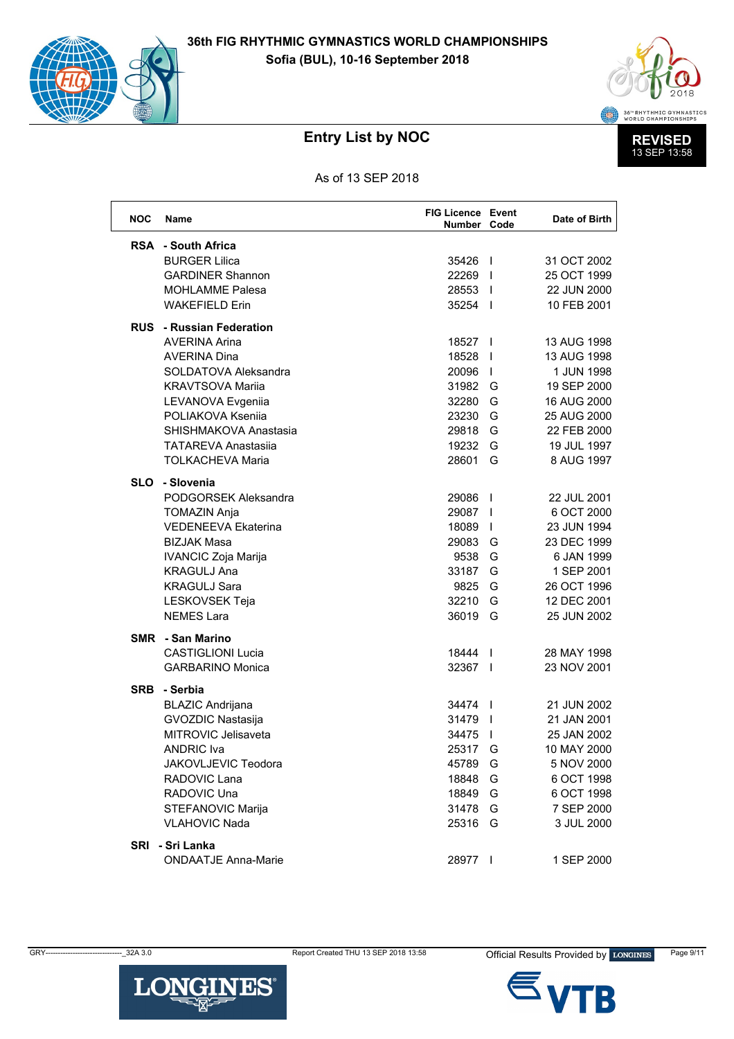# 36th FIG RHYTHMIC GYMNASTICS WORLD CHAMPIONSHIPS

**Sofia (BUL), 10-16 September 2018**

## Entry List by NOC

**REVISED** 13 SEP 13:58

As of 13 SEP 2018

| NOC | Name | FIG Licence Number | Event Code | Date of Birth |
|---|---|---|---|---|
| **RSA** | **- South Africa** | | | |
| | BURGER Lilica | 35426 | I | 31 OCT 2002 |
| | GARDINER Shannon | 22269 | I | 25 OCT 1999 |
| | MOHLAMME Palesa | 28553 | I | 22 JUN 2000 |
| | WAKEFIELD Erin | 35254 | I | 10 FEB 2001 |
| **RUS** | **- Russian Federation** | | | |
| | AVERINA Arina | 18527 | I | 13 AUG 1998 |
| | AVERINA Dina | 18528 | I | 13 AUG 1998 |
| | SOLDATOVA Aleksandra | 20096 | I | 1 JUN 1998 |
| | KRAVTSOVA Mariia | 31982 | G | 19 SEP 2000 |
| | LEVANOVA Evgeniia | 32280 | G | 16 AUG 2000 |
| | POLIAKOVA Kseniia | 23230 | G | 25 AUG 2000 |
| | SHISHMAKOVA Anastasia | 29818 | G | 22 FEB 2000 |
| | TATAREVA Anastasiia | 19232 | G | 19 JUL 1997 |
| | TOLKACHEVA Maria | 28601 | G | 8 AUG 1997 |
| **SLO** | **- Slovenia** | | | |
| | PODGORSEK Aleksandra | 29086 | I | 22 JUL 2001 |
| | TOMAZIN Anja | 29087 | I | 6 OCT 2000 |
| | VEDENEEVA Ekaterina | 18089 | I | 23 JUN 1994 |
| | BIZJAK Masa | 29083 | G | 23 DEC 1999 |
| | IVANCIC Zoja Marija | 9538 | G | 6 JAN 1999 |
| | KRAGULJ Ana | 33187 | G | 1 SEP 2001 |
| | KRAGULJ Sara | 9825 | G | 26 OCT 1996 |
| | LESKOVSEK Teja | 32210 | G | 12 DEC 2001 |
| | NEMES Lara | 36019 | G | 25 JUN 2002 |
| **SMR** | **- San Marino** | | | |
| | CASTIGLIONI Lucia | 18444 | I | 28 MAY 1998 |
| | GARBARINO Monica | 32367 | I | 23 NOV 2001 |
| **SRB** | **- Serbia** | | | |
| | BLAZIC Andrijana | 34474 | I | 21 JUN 2002 |
| | GVOZDIC Nastasija | 31479 | I | 21 JAN 2001 |
| | MITROVIC Jelisaveta | 34475 | I | 25 JAN 2002 |
| | ANDRIC Iva | 25317 | G | 10 MAY 2000 |
| | JAKOVLJEVIC Teodora | 45789 | G | 5 NOV 2000 |
| | RADOVIC Lana | 18848 | G | 6 OCT 1998 |
| | RADOVIC Una | 18849 | G | 6 OCT 1998 |
| | STEFANOVIC Marija | 31478 | G | 7 SEP 2000 |
| | VLAHOVIC Nada | 25316 | G | 3 JUL 2000 |
| **SRI** | **- Sri Lanka** | | | |
| | ONDAATJE Anna-Marie | 28977 | I | 1 SEP 2000 |

GRY-------------------------------_32A 3.0 Report Created THU 13 SEP 2018 13:58 Official Results Provided by LONGINES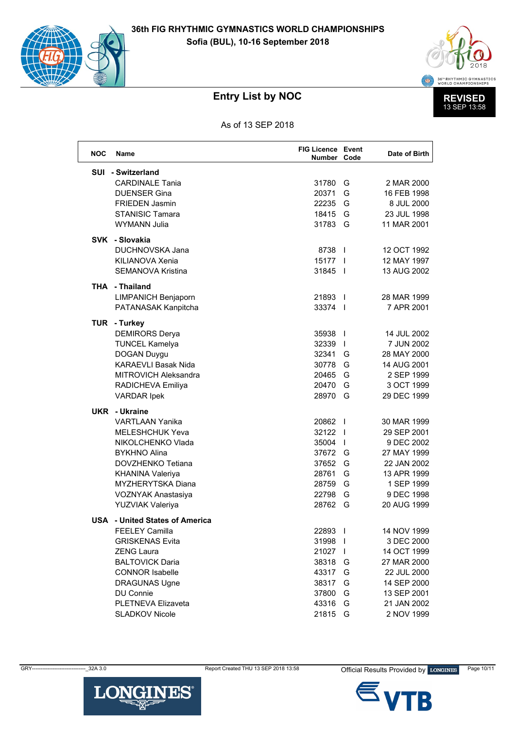**36th FIG RHYTHMIC GYMNASTICS WORLD CHAMPIONSHIPS**
**Sofia (BUL), 10-16 September 2018**

## Entry List by NOC

**REVISED** 13 SEP 13:58

As of 13 SEP 2018

| NOC | Name | FIG Licence Number | Event Code | Date of Birth |
|---|---|---|---|---|
| **SUI** | **- Switzerland** | | | |
| | CARDINALE Tania | 31780 | G | 2 MAR 2000 |
| | DUENSER Gina | 20371 | G | 16 FEB 1998 |
| | FRIEDEN Jasmin | 22235 | G | 8 JUL 2000 |
| | STANISIC Tamara | 18415 | G | 23 JUL 1998 |
| | WYMANN Julia | 31783 | G | 11 MAR 2001 |
| **SVK** | **- Slovakia** | | | |
| | DUCHNOVSKA Jana | 8738 | I | 12 OCT 1992 |
| | KILIANOVA Xenia | 15177 | I | 12 MAY 1997 |
| | SEMANOVA Kristina | 31845 | I | 13 AUG 2002 |
| **THA** | **- Thailand** | | | |
| | LIMPANICH Benjaporn | 21893 | I | 28 MAR 1999 |
| | PATANASAK Kanpitcha | 33374 | I | 7 APR 2001 |
| **TUR** | **- Turkey** | | | |
| | DEMIRORS Derya | 35938 | I | 14 JUL 2002 |
| | TUNCEL Kamelya | 32339 | I | 7 JUN 2002 |
| | DOGAN Duygu | 32341 | G | 28 MAY 2000 |
| | KARAEVLI Basak Nida | 30778 | G | 14 AUG 2001 |
| | MITROVICH Aleksandra | 20465 | G | 2 SEP 1999 |
| | RADICHEVA Emiliya | 20470 | G | 3 OCT 1999 |
| | VARDAR Ipek | 28970 | G | 29 DEC 1999 |
| **UKR** | **- Ukraine** | | | |
| | VARTLAAN Yanika | 20862 | I | 30 MAR 1999 |
| | MELESHCHUK Yeva | 32122 | I | 29 SEP 2001 |
| | NIKOLCHENKO Vlada | 35004 | I | 9 DEC 2002 |
| | BYKHNO Alina | 37672 | G | 27 MAY 1999 |
| | DOVZHENKO Tetiana | 37652 | G | 22 JAN 2002 |
| | KHANINA Valeriya | 28761 | G | 13 APR 1999 |
| | MYZHERYTSKA Diana | 28759 | G | 1 SEP 1999 |
| | VOZNYAK Anastasiya | 22798 | G | 9 DEC 1998 |
| | YUZVIAK Valeriya | 28762 | G | 20 AUG 1999 |
| **USA** | **- United States of America** | | | |
| | FEELEY Camilla | 22893 | I | 14 NOV 1999 |
| | GRISKENAS Evita | 31998 | I | 3 DEC 2000 |
| | ZENG Laura | 21027 | I | 14 OCT 1999 |
| | BALTOVICK Daria | 38318 | G | 27 MAR 2000 |
| | CONNOR Isabelle | 43317 | G | 22 JUL 2000 |
| | DRAGUNAS Ugne | 38317 | G | 14 SEP 2000 |
| | DU Connie | 37800 | G | 13 SEP 2001 |
| | PLETNEVA Elizaveta | 43316 | G | 21 JAN 2002 |
| | SLADKOV Nicole | 21815 | G | 2 NOV 1999 |

GRY-------------------------------_32A 3.0 Report Created THU 13 SEP 2018 13:58 Official Results Provided by LONGINES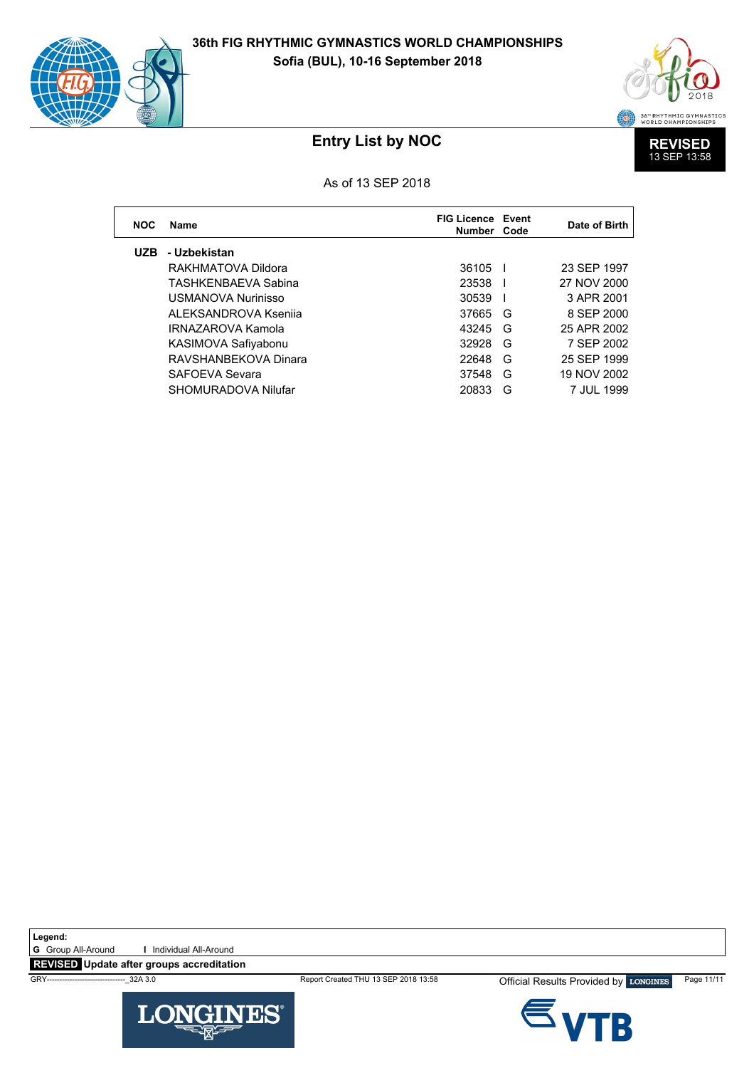# 36th FIG RHYTHMIC GYMNASTICS WORLD CHAMPIONSHIPS

**Sofia (BUL), 10-16 September 2018**

## Entry List by NOC

**REVISED** 13 SEP 13:58

As of 13 SEP 2018

| NOC | Name | FIG Licence Number | Event Code | Date of Birth |
|---|---|---|---|---|
| **UZB** | **- Uzbekistan** | | | |
| | RAKHMATOVA Dildora | 36105 | I | 23 SEP 1997 |
| | TASHKENBAEVA Sabina | 23538 | I | 27 NOV 2000 |
| | USMANOVA Nurinisso | 30539 | I | 3 APR 2001 |
| | ALEKSANDROVA Kseniia | 37665 | G | 8 SEP 2000 |
| | IRNAZAROVA Kamola | 43245 | G | 25 APR 2002 |
| | KASIMOVA Safiyabonu | 32928 | G | 7 SEP 2002 |
| | RAVSHANBEKOVA Dinara | 22648 | G | 25 SEP 1999 |
| | SAFOEVA Sevara | 37548 | G | 19 NOV 2002 |
| | SHOMURADOVA Nilufar | 20833 | G | 7 JUL 1999 |

**Legend:**
**G** Group All-Around  **I** Individual All-Around

**REVISED** **Update after groups accreditation**

GRY-------------------------------_32A 3.0  Report Created THU 13 SEP 2018 13:58  Official Results Provided by LONGINES